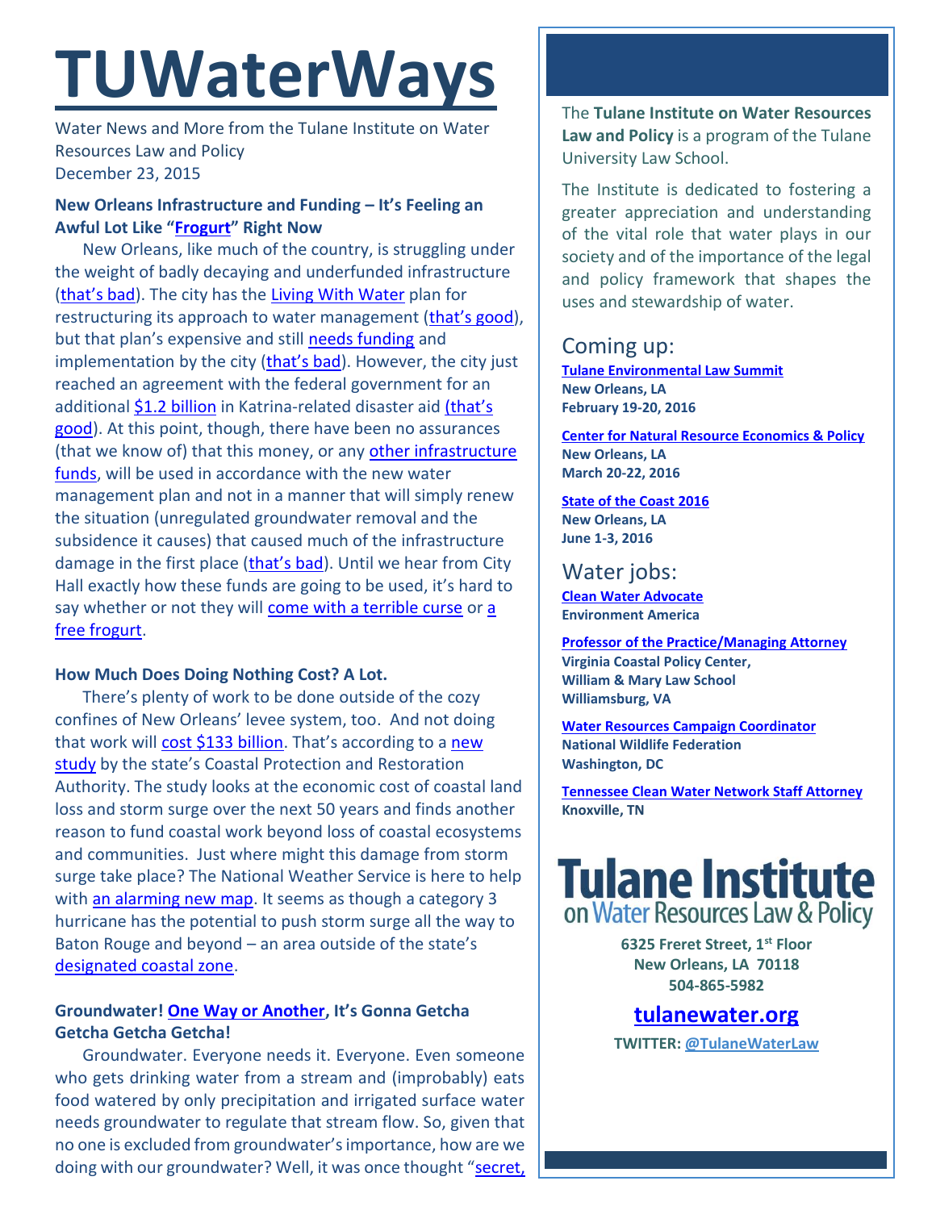# TUWaterWays

Water News and More from the Tulane Institute on Water Resources Law and Policy
December 23, 2015

### New Orleans Infrastructure and Funding – It's Feeling an Awful Lot Like "Frogurt" Right Now

New Orleans, like much of the country, is struggling under the weight of badly decaying and underfunded infrastructure (that's bad). The city has the Living With Water plan for restructuring its approach to water management (that's good), but that plan's expensive and still needs funding and implementation by the city (that's bad). However, the city just reached an agreement with the federal government for an additional $1.2 billion in Katrina-related disaster aid (that's good). At this point, though, there have been no assurances (that we know of) that this money, or any other infrastructure funds, will be used in accordance with the new water management plan and not in a manner that will simply renew the situation (unregulated groundwater removal and the subsidence it causes) that caused much of the infrastructure damage in the first place (that's bad). Until we hear from City Hall exactly how these funds are going to be used, it's hard to say whether or not they will come with a terrible curse or a free frogurt.

### How Much Does Doing Nothing Cost? A Lot.

There's plenty of work to be done outside of the cozy confines of New Orleans' levee system, too. And not doing that work will cost $133 billion. That's according to a new study by the state's Coastal Protection and Restoration Authority. The study looks at the economic cost of coastal land loss and storm surge over the next 50 years and finds another reason to fund coastal work beyond loss of coastal ecosystems and communities. Just where might this damage from storm surge take place? The National Weather Service is here to help with an alarming new map. It seems as though a category 3 hurricane has the potential to push storm surge all the way to Baton Rouge and beyond – an area outside of the state's designated coastal zone.

### Groundwater! One Way or Another, It's Gonna Getcha Getcha Getcha Getcha!

Groundwater. Everyone needs it. Everyone. Even someone who gets drinking water from a stream and (improbably) eats food watered by only precipitation and irrigated surface water needs groundwater to regulate that stream flow. So, given that no one is excluded from groundwater's importance, how are we doing with our groundwater? Well, it was once thought "secret,

The **Tulane Institute on Water Resources Law and Policy** is a program of the Tulane University Law School.

The Institute is dedicated to fostering a greater appreciation and understanding of the vital role that water plays in our society and of the importance of the legal and policy framework that shapes the uses and stewardship of water.

## Coming up:

**Tulane Environmental Law Summit**
**New Orleans, LA**
**February 19-20, 2016**

**Center for Natural Resource Economics & Policy**
**New Orleans, LA**
**March 20-22, 2016**

**State of the Coast 2016**
**New Orleans, LA**
**June 1-3, 2016**

## Water jobs:

**Clean Water Advocate**
**Environment America**

**Professor of the Practice/Managing Attorney**
**Virginia Coastal Policy Center, William & Mary Law School**
**Williamsburg, VA**

**Water Resources Campaign Coordinator**
**National Wildlife Federation**
**Washington, DC**

**Tennessee Clean Water Network Staff Attorney**
**Knoxville, TN**

**Tulane Institute on Water Resources Law & Policy**

**6325 Freret Street, 1st Floor**
**New Orleans, LA 70118**
**504-865-5982**

**tulanewater.org**

**TWITTER: @TulaneWaterLaw**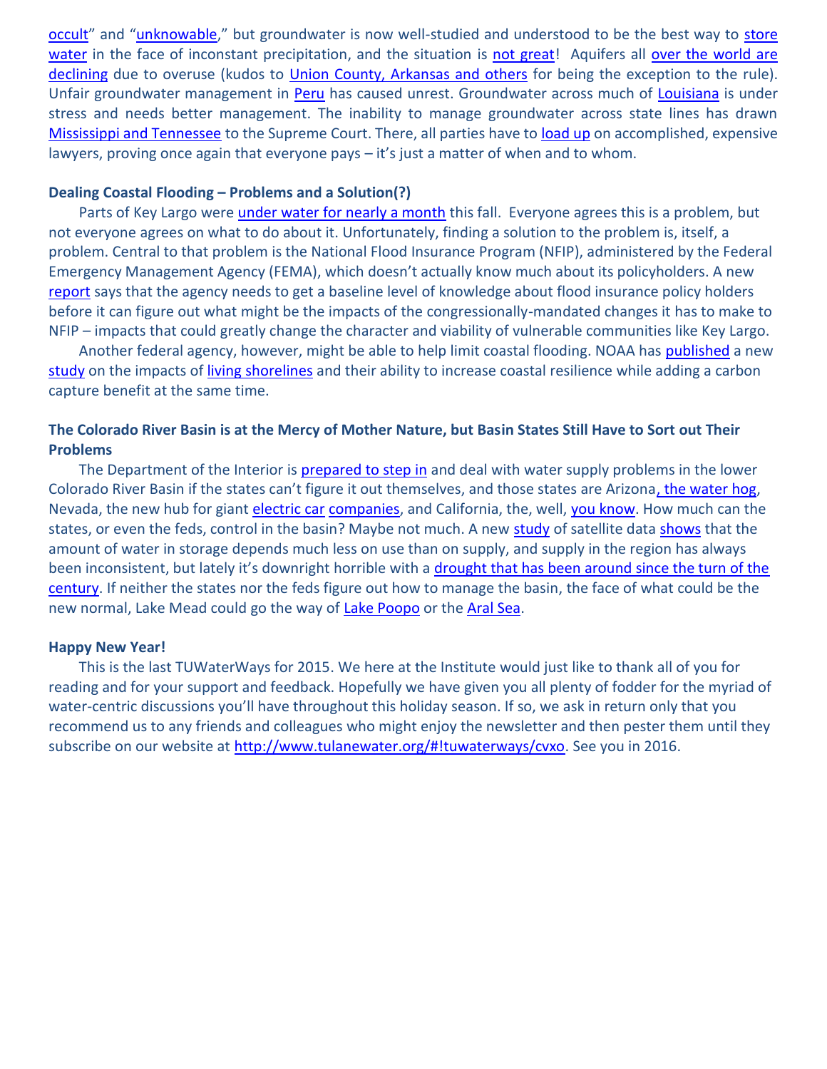occult” and “unknowable,” but groundwater is now well-studied and understood to be the best way to store water in the face of inconstant precipitation, and the situation is not great! Aquifers all over the world are declining due to overuse (kudos to Union County, Arkansas and others for being the exception to the rule). Unfair groundwater management in Peru has caused unrest. Groundwater across much of Louisiana is under stress and needs better management. The inability to manage groundwater across state lines has drawn Mississippi and Tennessee to the Supreme Court. There, all parties have to load up on accomplished, expensive lawyers, proving once again that everyone pays – it’s just a matter of when and to whom.

**Dealing Coastal Flooding – Problems and a Solution(?)**

Parts of Key Largo were under water for nearly a month this fall. Everyone agrees this is a problem, but not everyone agrees on what to do about it. Unfortunately, finding a solution to the problem is, itself, a problem. Central to that problem is the National Flood Insurance Program (NFIP), administered by the Federal Emergency Management Agency (FEMA), which doesn’t actually know much about its policyholders. A new report says that the agency needs to get a baseline level of knowledge about flood insurance policy holders before it can figure out what might be the impacts of the congressionally-mandated changes it has to make to NFIP – impacts that could greatly change the character and viability of vulnerable communities like Key Largo.

Another federal agency, however, might be able to help limit coastal flooding. NOAA has published a new study on the impacts of living shorelines and their ability to increase coastal resilience while adding a carbon capture benefit at the same time.

**The Colorado River Basin is at the Mercy of Mother Nature, but Basin States Still Have to Sort out Their Problems**

The Department of the Interior is prepared to step in and deal with water supply problems in the lower Colorado River Basin if the states can’t figure it out themselves, and those states are Arizona, the water hog, Nevada, the new hub for giant electric car companies, and California, the, well, you know. How much can the states, or even the feds, control in the basin? Maybe not much. A new study of satellite data shows that the amount of water in storage depends much less on use than on supply, and supply in the region has always been inconsistent, but lately it’s downright horrible with a drought that has been around since the turn of the century. If neither the states nor the feds figure out how to manage the basin, the face of what could be the new normal, Lake Mead could go the way of Lake Poopo or the Aral Sea.

**Happy New Year!**

This is the last TUWaterWays for 2015. We here at the Institute would just like to thank all of you for reading and for your support and feedback. Hopefully we have given you all plenty of fodder for the myriad of water-centric discussions you’ll have throughout this holiday season. If so, we ask in return only that you recommend us to any friends and colleagues who might enjoy the newsletter and then pester them until they subscribe on our website at http://www.tulanewater.org/#!tuwaterways/cvxo. See you in 2016.